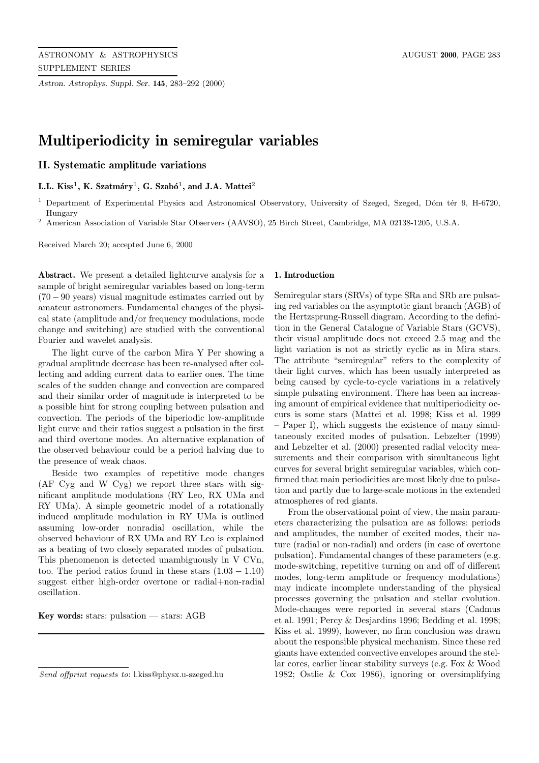# Multiperiodicity in semiregular variables

## II. Systematic amplitude variations

**L.L. Kiss**[1], **K. Szatmáry**[1], **G. Szabó**[1], **and J.A. Mattei**[2]

[1] Department of Experimental Physics and Astronomical Observatory, University of Szeged, Szeged, Dóm tér 9, H-6720, Hungary

[2] American Association of Variable Star Observers (AAVSO), 25 Birch Street, Cambridge, MA 02138-1205, U.S.A.

Received March 20; accepted June 6, 2000

**Abstract.** We present a detailed lightcurve analysis for a sample of bright semiregular variables based on long-term ($70-90$ years) visual magnitude estimates carried out by amateur astronomers. Fundamental changes of the physical state (amplitude and/or frequency modulations, mode change and switching) are studied with the conventional Fourier and wavelet analysis.

The light curve of the carbon Mira Y Per showing a gradual amplitude decrease has been re-analysed after collecting and adding current data to earlier ones. The time scales of the sudden change and convection are compared and their similar order of magnitude is interpreted to be a possible hint for strong coupling between pulsation and convection. The periods of the biperiodic low-amplitude light curve and their ratios suggest a pulsation in the first and third overtone modes. An alternative explanation of the observed behaviour could be a period halving due to the presence of weak chaos.

Beside two examples of repetitive mode changes (AF Cyg and W Cyg) we report three stars with significant amplitude modulations (RY Leo, RX UMa and RY UMa). A simple geometric model of a rotationally induced amplitude modulation in RY UMa is outlined assuming low-order nonradial oscillation, while the observed behaviour of RX UMa and RY Leo is explained as a beating of two closely separated modes of pulsation. This phenomenon is detected unambiguously in V CVn, too. The period ratios found in these stars ($1.03-1.10$) suggest either high-order overtone or radial+non-radial oscillation.

**Key words:** stars: pulsation — stars: AGB

*Send offprint requests to*: l.kiss@physx.u-szeged.hu

### 1. Introduction

Semiregular stars (SRVs) of type SRa and SRb are pulsating red variables on the asymptotic giant branch (AGB) of the Hertzsprung-Russell diagram. According to the definition in the General Catalogue of Variable Stars (GCVS), their visual amplitude does not exceed 2.5 mag and the light variation is not as strictly cyclic as in Mira stars. The attribute "semiregular" refers to the complexity of their light curves, which has been usually interpreted as being caused by cycle-to-cycle variations in a relatively simple pulsating environment. There has been an increasing amount of empirical evidence that multiperiodicity occurs is some stars (Mattei et al. 1998; Kiss et al. 1999 – Paper I), which suggests the existence of many simultaneously excited modes of pulsation. Lebzelter (1999) and Lebzelter et al. (2000) presented radial velocity measurements and their comparison with simultaneous light curves for several bright semiregular variables, which confirmed that main periodicities are most likely due to pulsation and partly due to large-scale motions in the extended atmospheres of red giants.

From the observational point of view, the main parameters characterizing the pulsation are as follows: periods and amplitudes, the number of excited modes, their nature (radial or non-radial) and orders (in case of overtone pulsation). Fundamental changes of these parameters (e.g. mode-switching, repetitive turning on and off of different modes, long-term amplitude or frequency modulations) may indicate incomplete understanding of the physical processes governing the pulsation and stellar evolution. Mode-changes were reported in several stars (Cadmus et al. 1991; Percy & Desjardins 1996; Bedding et al. 1998; Kiss et al. 1999), however, no firm conclusion was drawn about the responsible physical mechanism. Since these red giants have extended convective envelopes around the stellar cores, earlier linear stability surveys (e.g. Fox & Wood 1982; Ostlie & Cox 1986), ignoring or oversimplifying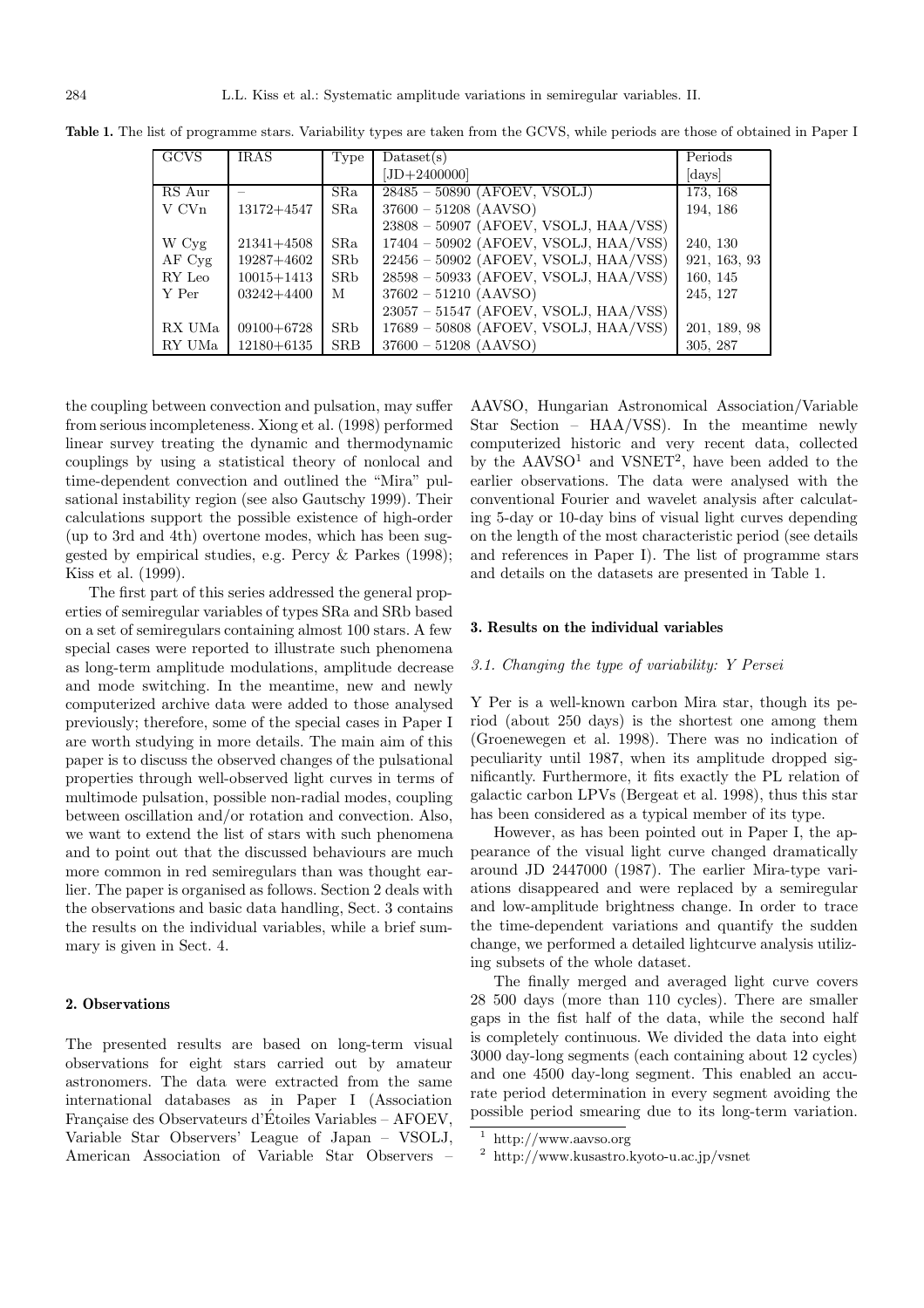**Table 1.** The list of programme stars. Variability types are taken from the GCVS, while periods are those of obtained in Paper I

| GCVS | IRAS | Type | Dataset(s) | Periods |
|---|---|---|---|---|
| | | | [JD+2400000] | [days] |
| RS Aur | – | SRa | 28485 – 50890 (AFOEV, VSOLJ) | 173, 168 |
| V CVn | 13172+4547 | SRa | 37600 – 51208 (AAVSO) | 194, 186 |
| | | | 23808 – 50907 (AFOEV, VSOLJ, HAA/VSS) | |
| W Cyg | 21341+4508 | SRa | 17404 – 50902 (AFOEV, VSOLJ, HAA/VSS) | 240, 130 |
| AF Cyg | 19287+4602 | SRb | 22456 – 50902 (AFOEV, VSOLJ, HAA/VSS) | 921, 163, 93 |
| RY Leo | 10015+1413 | SRb | 28598 – 50933 (AFOEV, VSOLJ, HAA/VSS) | 160, 145 |
| Y Per | 03242+4400 | M | 37602 – 51210 (AAVSO) | 245, 127 |
| | | | 23057 – 51547 (AFOEV, VSOLJ, HAA/VSS) | |
| RX UMa | 09100+6728 | SRb | 17689 – 50808 (AFOEV, VSOLJ, HAA/VSS) | 201, 189, 98 |
| RY UMa | 12180+6135 | SRB | 37600 – 51208 (AAVSO) | 305, 287 |

the coupling between convection and pulsation, may suffer from serious incompleteness. Xiong et al. (1998) performed linear survey treating the dynamic and thermodynamic couplings by using a statistical theory of nonlocal and time-dependent convection and outlined the "Mira" pulsational instability region (see also Gautschy 1999). Their calculations support the possible existence of high-order (up to 3rd and 4th) overtone modes, which has been suggested by empirical studies, e.g. Percy & Parkes (1998); Kiss et al. (1999).

The first part of this series addressed the general properties of semiregular variables of types SRa and SRb based on a set of semiregulars containing almost 100 stars. A few special cases were reported to illustrate such phenomena as long-term amplitude modulations, amplitude decrease and mode switching. In the meantime, new and newly computerized archive data were added to those analysed previously; therefore, some of the special cases in Paper I are worth studying in more details. The main aim of this paper is to discuss the observed changes of the pulsational properties through well-observed light curves in terms of multimode pulsation, possible non-radial modes, coupling between oscillation and/or rotation and convection. Also, we want to extend the list of stars with such phenomena and to point out that the discussed behaviours are much more common in red semiregulars than was thought earlier. The paper is organised as follows. Section 2 deals with the observations and basic data handling, Sect. 3 contains the results on the individual variables, while a brief summary is given in Sect. 4.

## 2. Observations

The presented results are based on long-term visual observations for eight stars carried out by amateur astronomers. The data were extracted from the same international databases as in Paper I (Association Française des Observateurs d'Étoiles Variables – AFOEV, Variable Star Observers' League of Japan – VSOLJ, American Association of Variable Star Observers – AAVSO, Hungarian Astronomical Association/Variable Star Section – HAA/VSS). In the meantime newly computerized historic and very recent data, collected by the AAVSO[1] and VSNET[2], have been added to the earlier observations. The data were analysed with the conventional Fourier and wavelet analysis after calculating 5-day or 10-day bins of visual light curves depending on the length of the most characteristic period (see details and references in Paper I). The list of programme stars and details on the datasets are presented in Table 1.

## 3. Results on the individual variables

### *3.1. Changing the type of variability: Y Persei*

Y Per is a well-known carbon Mira star, though its period (about 250 days) is the shortest one among them (Groenewegen et al. 1998). There was no indication of peculiarity until 1987, when its amplitude dropped significantly. Furthermore, it fits exactly the PL relation of galactic carbon LPVs (Bergeat et al. 1998), thus this star has been considered as a typical member of its type.

However, as has been pointed out in Paper I, the appearance of the visual light curve changed dramatically around JD 2447000 (1987). The earlier Mira-type variations disappeared and were replaced by a semiregular and low-amplitude brightness change. In order to trace the time-dependent variations and quantify the sudden change, we performed a detailed lightcurve analysis utilizing subsets of the whole dataset.

The finally merged and averaged light curve covers 28 500 days (more than 110 cycles). There are smaller gaps in the fist half of the data, while the second half is completely continuous. We divided the data into eight 3000 day-long segments (each containing about 12 cycles) and one 4500 day-long segment. This enabled an accurate period determination in every segment avoiding the possible period smearing due to its long-term variation.

[1] http://www.aavso.org

[2] http://www.kusastro.kyoto-u.ac.jp/vsnet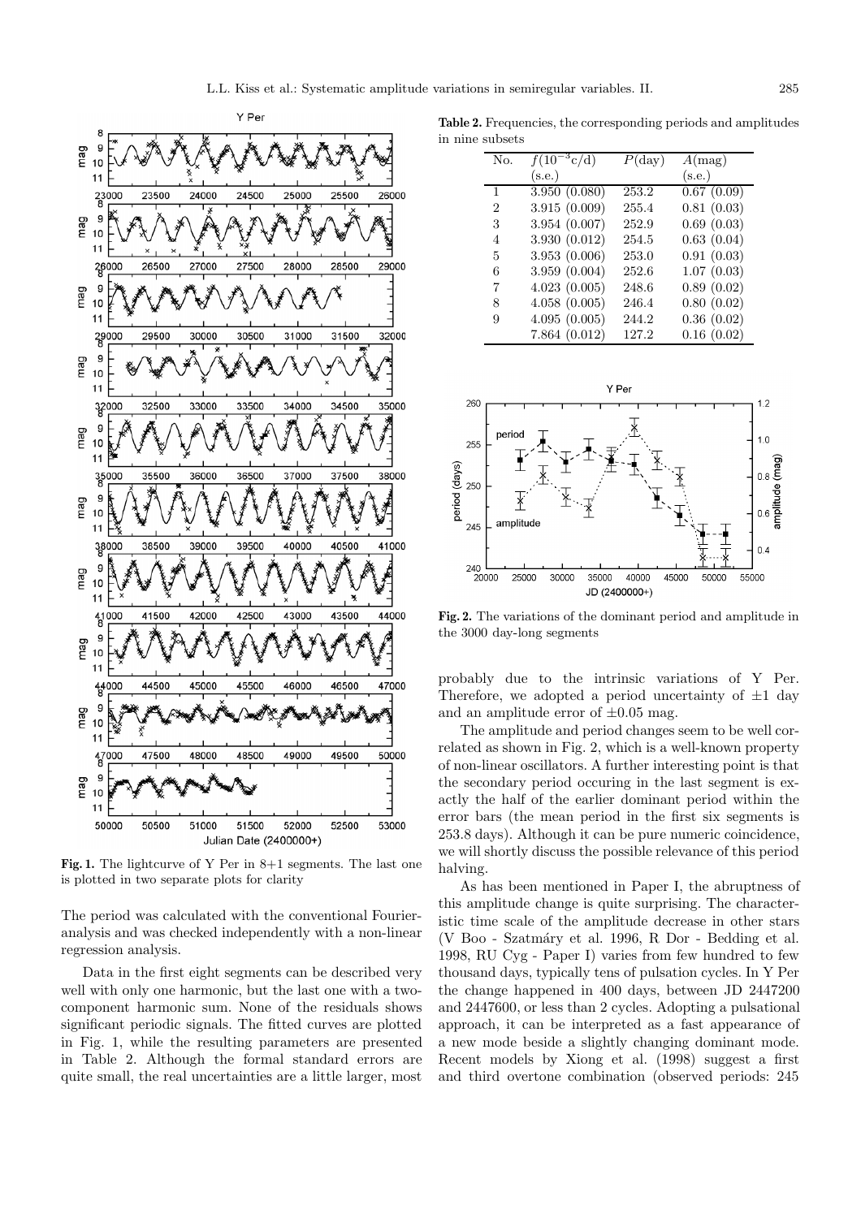Fig. 1. The lightcurve of Y Per in 8+1 segments. The last one is plotted in two separate plots for clarity

The period was calculated with the conventional Fourier-analysis and was checked independently with a non-linear regression analysis.

Data in the first eight segments can be described very well with only one harmonic, but the last one with a two-component harmonic sum. None of the residuals shows significant periodic signals. The fitted curves are plotted in Fig. 1, while the resulting parameters are presented in Table 2. Although the formal standard errors are quite small, the real uncertainties are a little larger, most probably due to the intrinsic variations of Y Per. Therefore, we adopted a period uncertainty of ±1 day and an amplitude error of ±0.05 mag.

**Table 2.** Frequencies, the corresponding periods and amplitudes in nine subsets

| No. | $f(10^{-3}$c/d) (s.e.) | $P$(day) | $A$(mag) (s.e.) |
|---|---|---|---|
| 1 | 3.950 (0.080) | 253.2 | 0.67 (0.09) |
| 2 | 3.915 (0.009) | 255.4 | 0.81 (0.03) |
| 3 | 3.954 (0.007) | 252.9 | 0.69 (0.03) |
| 4 | 3.930 (0.012) | 254.5 | 0.63 (0.04) |
| 5 | 3.953 (0.006) | 253.0 | 0.91 (0.03) |
| 6 | 3.959 (0.004) | 252.6 | 1.07 (0.03) |
| 7 | 4.023 (0.005) | 248.6 | 0.89 (0.02) |
| 8 | 4.058 (0.005) | 246.4 | 0.80 (0.02) |
| 9 | 4.095 (0.005) | 244.2 | 0.36 (0.02) |
| | 7.864 (0.012) | 127.2 | 0.16 (0.02) |

Fig. 2. The variations of the dominant period and amplitude in the 3000 day-long segments

The amplitude and period changes seem to be well correlated as shown in Fig. 2, which is a well-known property of non-linear oscillators. A further interesting point is that the secondary period occuring in the last segment is exactly the half of the earlier dominant period within the error bars (the mean period in the first six segments is 253.8 days). Although it can be pure numeric coincidence, we will shortly discuss the possible relevance of this period halving.

As has been mentioned in Paper I, the abruptness of this amplitude change is quite surprising. The characteristic time scale of the amplitude decrease in other stars (V Boo - Szatmáry et al. 1996, R Dor - Bedding et al. 1998, RU Cyg - Paper I) varies from few hundred to few thousand days, typically tens of pulsation cycles. In Y Per the change happened in 400 days, between JD 2447200 and 2447600, or less than 2 cycles. Adopting a pulsational approach, it can be interpreted as a fast appearance of a new mode beside a slightly changing dominant mode. Recent models by Xiong et al. (1998) suggest a first and third overtone combination (observed periods: 245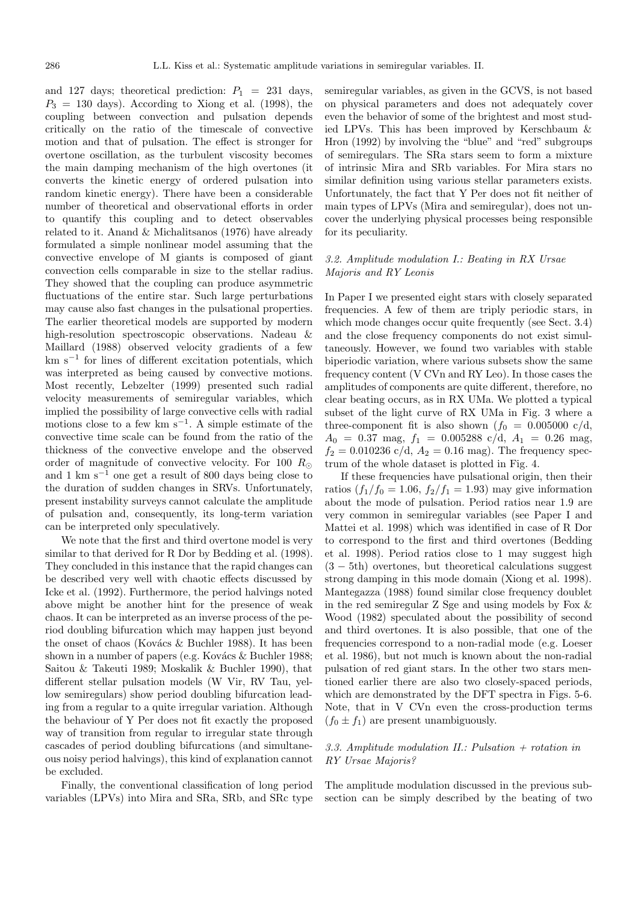and 127 days; theoretical prediction: $P_1 = 231$ days, $P_3 = 130$ days). According to Xiong et al. (1998), the coupling between convection and pulsation depends critically on the ratio of the timescale of convective motion and that of pulsation. The effect is stronger for overtone oscillation, as the turbulent viscosity becomes the main damping mechanism of the high overtones (it converts the kinetic energy of ordered pulsation into random kinetic energy). There have been a considerable number of theoretical and observational efforts in order to quantify this coupling and to detect observables related to it. Anand & Michalitsanos (1976) have already formulated a simple nonlinear model assuming that the convective envelope of M giants is composed of giant convection cells comparable in size to the stellar radius. They showed that the coupling can produce asymmetric fluctuations of the entire star. Such large perturbations may cause also fast changes in the pulsational properties. The earlier theoretical models are supported by modern high-resolution spectroscopic observations. Nadeau & Maillard (1988) observed velocity gradients of a few km s$^{-1}$ for lines of different excitation potentials, which was interpreted as being caused by convective motions. Most recently, Lebzelter (1999) presented such radial velocity measurements of semiregular variables, which implied the possibility of large convective cells with radial motions close to a few km s$^{-1}$. A simple estimate of the convective time scale can be found from the ratio of the thickness of the convective envelope and the observed order of magnitude of convective velocity. For 100 $R_\odot$ and 1 km s$^{-1}$ one get a result of 800 days being close to the duration of sudden changes in SRVs. Unfortunately, present instability surveys cannot calculate the amplitude of pulsation and, consequently, its long-term variation can be interpreted only speculatively.

We note that the first and third overtone model is very similar to that derived for R Dor by Bedding et al. (1998). They concluded in this instance that the rapid changes can be described very well with chaotic effects discussed by Icke et al. (1992). Furthermore, the period halvings noted above might be another hint for the presence of weak chaos. It can be interpreted as an inverse process of the period doubling bifurcation which may happen just beyond the onset of chaos (Kovács & Buchler 1988). It has been shown in a number of papers (e.g. Kovács & Buchler 1988; Saitou & Takeuti 1989; Moskalik & Buchler 1990), that different stellar pulsation models (W Vir, RV Tau, yellow semiregulars) show period doubling bifurcation leading from a regular to a quite irregular variation. Although the behaviour of Y Per does not fit exactly the proposed way of transition from regular to irregular state through cascades of period doubling bifurcations (and simultaneous noisy period halvings), this kind of explanation cannot be excluded.

Finally, the conventional classification of long period variables (LPVs) into Mira and SRa, SRb, and SRc type semiregular variables, as given in the GCVS, is not based on physical parameters and does not adequately cover even the behavior of some of the brightest and most studied LPVs. This has been improved by Kerschbaum & Hron (1992) by involving the "blue" and "red" subgroups of semiregulars. The SRa stars seem to form a mixture of intrinsic Mira and SRb variables. For Mira stars no similar definition using various stellar parameters exists. Unfortunately, the fact that Y Per does not fit neither of main types of LPVs (Mira and semiregular), does not uncover the underlying physical processes being responsible for its peculiarity.

### *3.2. Amplitude modulation I.: Beating in RX Ursae Majoris and RY Leonis*

In Paper I we presented eight stars with closely separated frequencies. A few of them are triply periodic stars, in which mode changes occur quite frequently (see Sect. 3.4) and the close frequency components do not exist simultaneously. However, we found two variables with stable biperiodic variation, where various subsets show the same frequency content (V CVn and RY Leo). In those cases the amplitudes of components are quite different, therefore, no clear beating occurs, as in RX UMa. We plotted a typical subset of the light curve of RX UMa in Fig. 3 where a three-component fit is also shown ($f_0 = 0.005000$ c/d, $A_0 = 0.37$ mag, $f_1 = 0.005288$ c/d, $A_1 = 0.26$ mag, $f_2 = 0.010236$ c/d, $A_2 = 0.16$ mag). The frequency spectrum of the whole dataset is plotted in Fig. 4.

If these frequencies have pulsational origin, then their ratios ($f_1/f_0 = 1.06$, $f_2/f_1 = 1.93$) may give information about the mode of pulsation. Period ratios near 1.9 are very common in semiregular variables (see Paper I and Mattei et al. 1998) which was identified in case of R Dor to correspond to the first and third overtones (Bedding et al. 1998). Period ratios close to 1 may suggest high ($3-5$th) overtones, but theoretical calculations suggest strong damping in this mode domain (Xiong et al. 1998). Mantegazza (1988) found similar close frequency doublet in the red semiregular Z Sge and using models by Fox & Wood (1982) speculated about the possibility of second and third overtones. It is also possible, that one of the frequencies correspond to a non-radial mode (e.g. Loeser et al. 1986), but not much is known about the non-radial pulsation of red giant stars. In the other two stars mentioned earlier there are also two closely-spaced periods, which are demonstrated by the DFT spectra in Figs. 5-6. Note, that in V CVn even the cross-production terms ($f_0 \pm f_1$) are present unambiguously.

### *3.3. Amplitude modulation II.: Pulsation + rotation in RY Ursae Majoris?*

The amplitude modulation discussed in the previous subsection can be simply described by the beating of two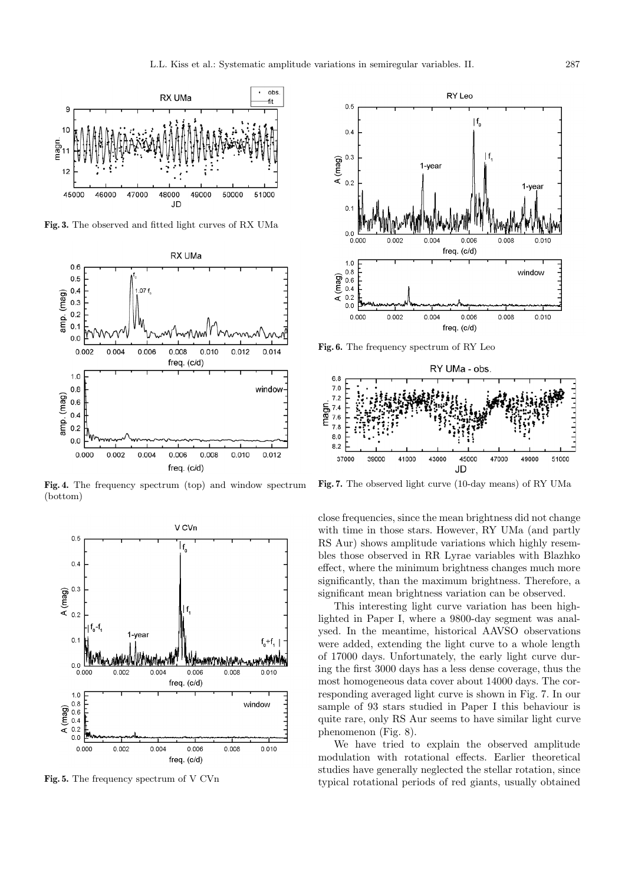**Fig. 3.** The observed and fitted light curves of RX UMa

**Fig. 4.** The frequency spectrum (top) and window spectrum (bottom)

**Fig. 5.** The frequency spectrum of V CVn

**Fig. 6.** The frequency spectrum of RY Leo

**Fig. 7.** The observed light curve (10-day means) of RY UMa

close frequencies, since the mean brightness did not change with time in those stars. However, RY UMa (and partly RS Aur) shows amplitude variations which highly resembles those observed in RR Lyrae variables with Blazhko effect, where the minimum brightness changes much more significantly, than the maximum brightness. Therefore, a significant mean brightness variation can be observed.

This interesting light curve variation has been highlighted in Paper I, where a 9800-day segment was analysed. In the meantime, historical AAVSO observations were added, extending the light curve to a whole length of 17000 days. Unfortunately, the early light curve during the first 3000 days has a less dense coverage, thus the most homogeneous data cover about 14000 days. The corresponding averaged light curve is shown in Fig. 7. In our sample of 93 stars studied in Paper I this behaviour is quite rare, only RS Aur seems to have similar light curve phenomenon (Fig. 8).

We have tried to explain the observed amplitude modulation with rotational effects. Earlier theoretical studies have generally neglected the stellar rotation, since typical rotational periods of red giants, usually obtained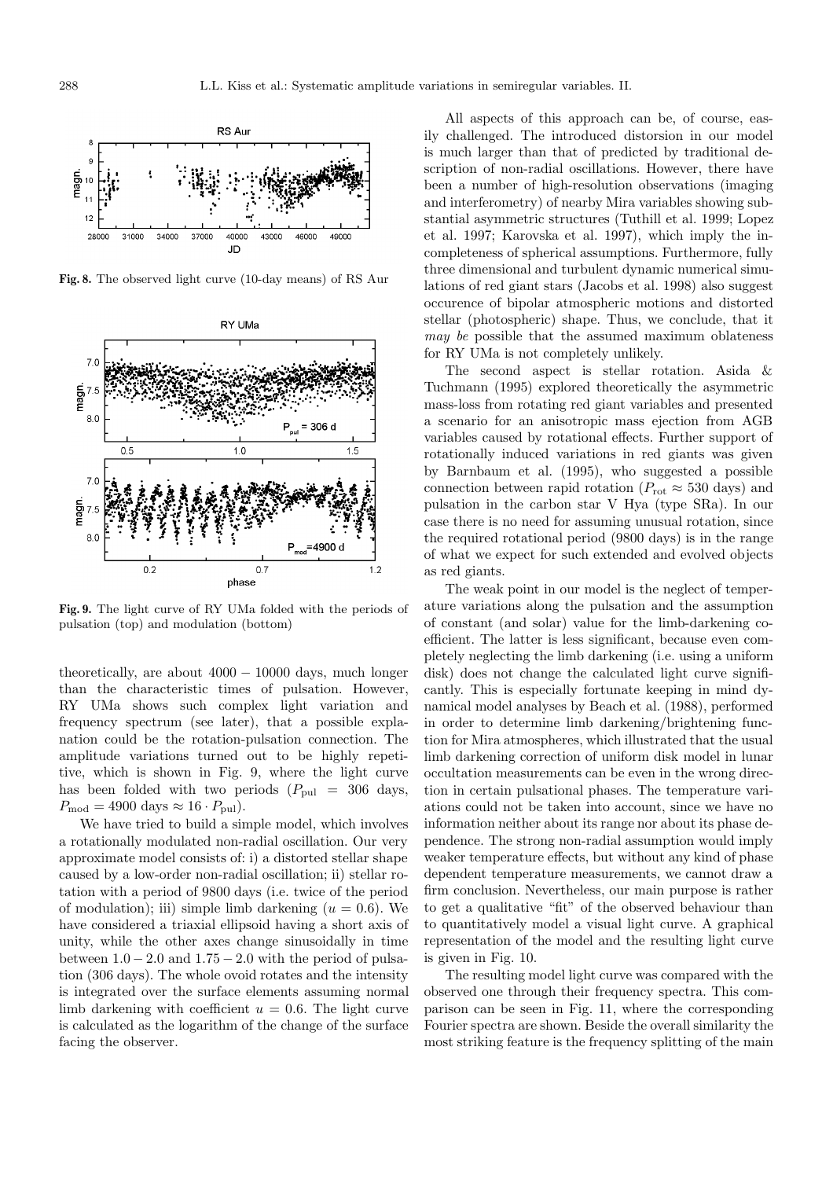**Fig. 8.** The observed light curve (10-day means) of RS Aur

**Fig. 9.** The light curve of RY UMa folded with the periods of pulsation (top) and modulation (bottom)

theoretically, are about $4000-10000$ days, much longer than the characteristic times of pulsation. However, RY UMa shows such complex light variation and frequency spectrum (see later), that a possible explanation could be the rotation-pulsation connection. The amplitude variations turned out to be highly repetitive, which is shown in Fig. 9, where the light curve has been folded with two periods ($P_{\rm pul} = 306$ days, $P_{\rm mod} = 4900$ days $\approx 16 \cdot P_{\rm pul}$).

We have tried to build a simple model, which involves a rotationally modulated non-radial oscillation. Our very approximate model consists of: i) a distorted stellar shape caused by a low-order non-radial oscillation; ii) stellar rotation with a period of 9800 days (i.e. twice of the period of modulation); iii) simple limb darkening ($u = 0.6$). We have considered a triaxial ellipsoid having a short axis of unity, while the other axes change sinusoidally in time between $1.0-2.0$ and $1.75-2.0$ with the period of pulsation (306 days). The whole ovoid rotates and the intensity is integrated over the surface elements assuming normal limb darkening with coefficient $u = 0.6$. The light curve is calculated as the logarithm of the change of the surface facing the observer.

All aspects of this approach can be, of course, easily challenged. The introduced distorsion in our model is much larger than that of predicted by traditional description of non-radial oscillations. However, there have been a number of high-resolution observations (imaging and interferometry) of nearby Mira variables showing substantial asymmetric structures (Tuthill et al. 1999; Lopez et al. 1997; Karovska et al. 1997), which imply the incompleteness of spherical assumptions. Furthermore, fully three dimensional and turbulent dynamic numerical simulations of red giant stars (Jacobs et al. 1998) also suggest occurence of bipolar atmospheric motions and distorted stellar (photospheric) shape. Thus, we conclude, that it *may be* possible that the assumed maximum oblateness for RY UMa is not completely unlikely.

The second aspect is stellar rotation. Asida & Tuchmann (1995) explored theoretically the asymmetric mass-loss from rotating red giant variables and presented a scenario for an anisotropic mass ejection from AGB variables caused by rotational effects. Further support of rotationally induced variations in red giants was given by Barnbaum et al. (1995), who suggested a possible connection between rapid rotation ($P_{\rm rot} \approx 530$ days) and pulsation in the carbon star V Hya (type SRa). In our case there is no need for assuming unusual rotation, since the required rotational period (9800 days) is in the range of what we expect for such extended and evolved objects as red giants.

The weak point in our model is the neglect of temperature variations along the pulsation and the assumption of constant (and solar) value for the limb-darkening coefficient. The latter is less significant, because even completely neglecting the limb darkening (i.e. using a uniform disk) does not change the calculated light curve significantly. This is especially fortunate keeping in mind dynamical model analyses by Beach et al. (1988), performed in order to determine limb darkening/brightening function for Mira atmospheres, which illustrated that the usual limb darkening correction of uniform disk model in lunar occultation measurements can be even in the wrong direction in certain pulsational phases. The temperature variations could not be taken into account, since we have no information neither about its range nor about its phase dependence. The strong non-radial assumption would imply weaker temperature effects, but without any kind of phase dependent temperature measurements, we cannot draw a firm conclusion. Nevertheless, our main purpose is rather to get a qualitative "fit" of the observed behaviour than to quantitatively model a visual light curve. A graphical representation of the model and the resulting light curve is given in Fig. 10.

The resulting model light curve was compared with the observed one through their frequency spectra. This comparison can be seen in Fig. 11, where the corresponding Fourier spectra are shown. Beside the overall similarity the most striking feature is the frequency splitting of the main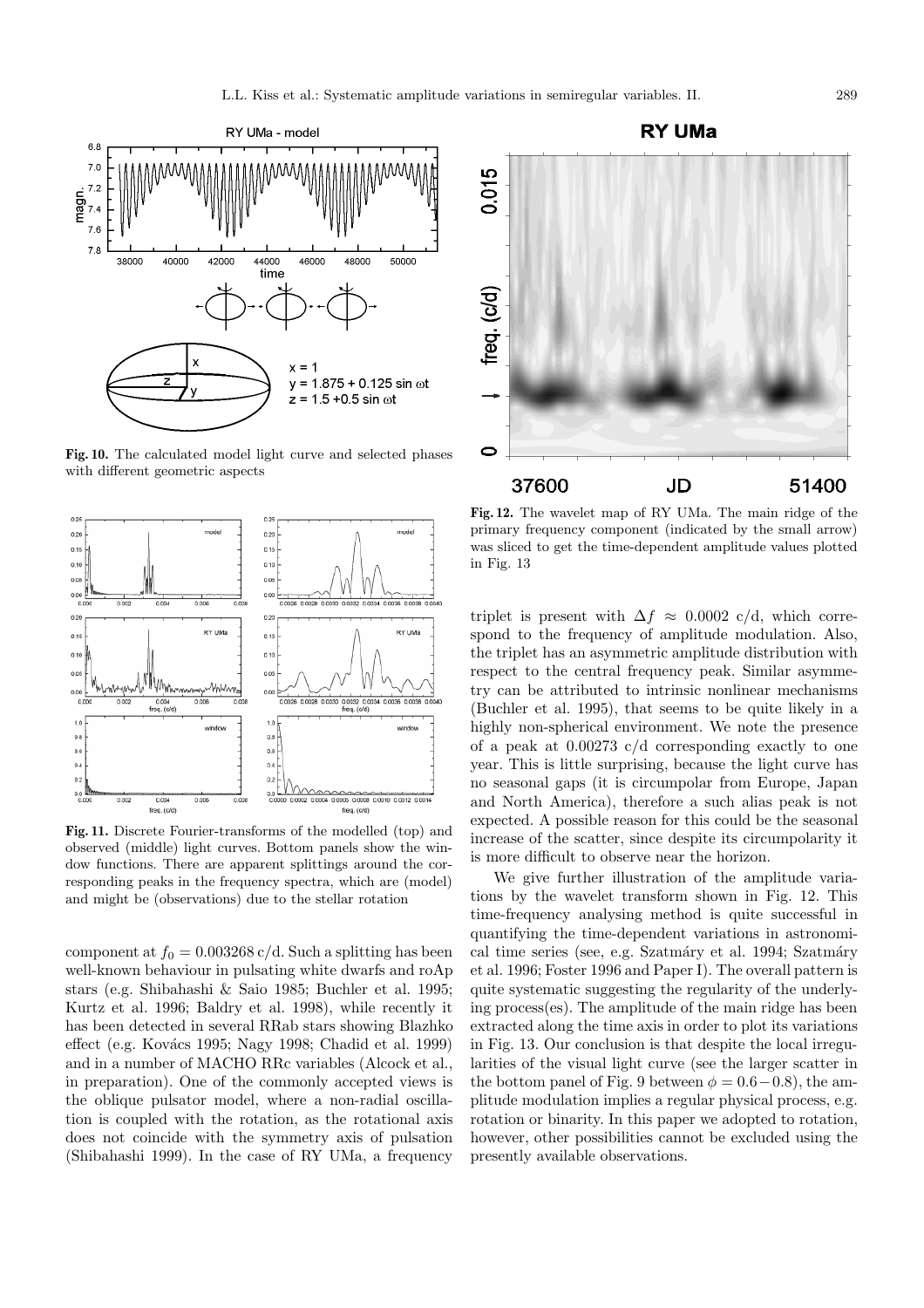**Fig. 10.** The calculated model light curve and selected phases with different geometric aspects

**Fig. 11.** Discrete Fourier-transforms of the modelled (top) and observed (middle) light curves. Bottom panels show the window functions. There are apparent splittings around the corresponding peaks in the frequency spectra, which are (model) and might be (observations) due to the stellar rotation

component at $f_0 = 0.003268$ c/d. Such a splitting has been well-known behaviour in pulsating white dwarfs and roAp stars (e.g. Shibahashi & Saio 1985; Buchler et al. 1995; Kurtz et al. 1996; Baldry et al. 1998), while recently it has been detected in several RRab stars showing Blazhko effect (e.g. Kovács 1995; Nagy 1998; Chadid et al. 1999) and in a number of MACHO RRc variables (Alcock et al., in preparation). One of the commonly accepted views is the oblique pulsator model, where a non-radial oscillation is coupled with the rotation, as the rotational axis does not coincide with the symmetry axis of pulsation (Shibahashi 1999). In the case of RY UMa, a frequency triplet is present with $\Delta f \approx 0.0002$ c/d, which correspond to the frequency of amplitude modulation. Also, the triplet has an asymmetric amplitude distribution with respect to the central frequency peak. Similar asymmetry can be attributed to intrinsic nonlinear mechanisms (Buchler et al. 1995), that seems to be quite likely in a highly non-spherical environment. We note the presence of a peak at 0.00273 c/d corresponding exactly to one year. This is little surprising, because the light curve has no seasonal gaps (it is circumpolar from Europe, Japan and North America), therefore a such alias peak is not expected. A possible reason for this could be the seasonal increase of the scatter, since despite its circumpolarity it is more difficult to observe near the horizon.

**Fig. 12.** The wavelet map of RY UMa. The main ridge of the primary frequency component (indicated by the small arrow) was sliced to get the time-dependent amplitude values plotted in Fig. 13

We give further illustration of the amplitude variations by the wavelet transform shown in Fig. 12. This time-frequency analysing method is quite successful in quantifying the time-dependent variations in astronomical time series (see, e.g. Szatmáry et al. 1994; Szatmáry et al. 1996; Foster 1996 and Paper I). The overall pattern is quite systematic suggesting the regularity of the underlying process(es). The amplitude of the main ridge has been extracted along the time axis in order to plot its variations in Fig. 13. Our conclusion is that despite the local irregularities of the visual light curve (see the larger scatter in the bottom panel of Fig. 9 between $\phi = 0.6 - 0.8$), the amplitude modulation implies a regular physical process, e.g. rotation or binarity. In this paper we adopted to rotation, however, other possibilities cannot be excluded using the presently available observations.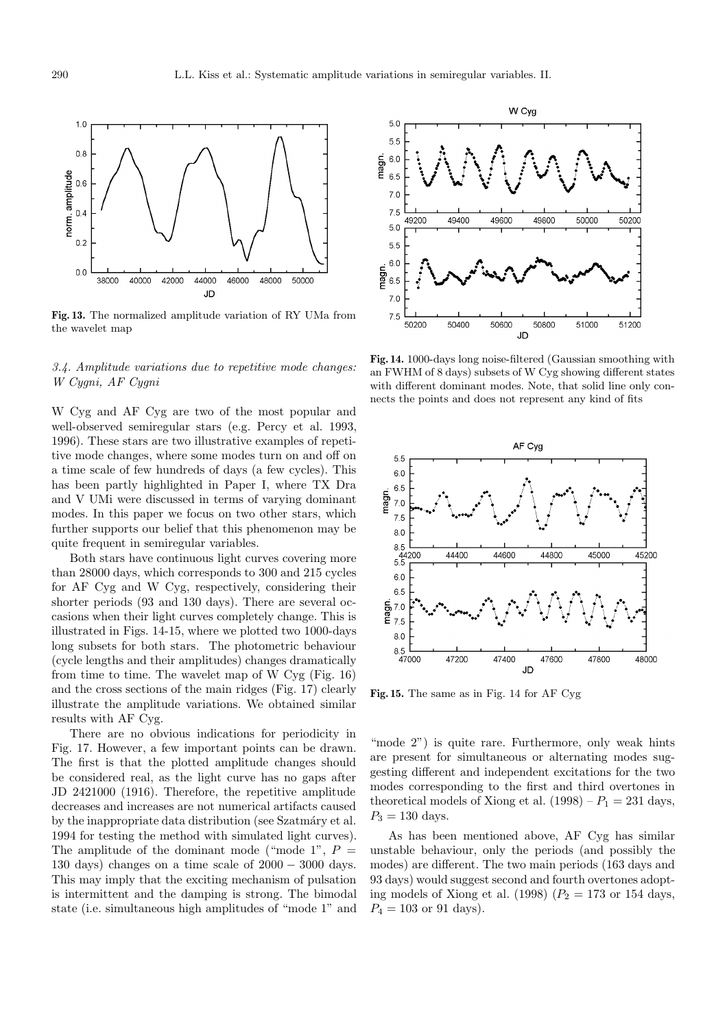**Fig. 13.** The normalized amplitude variation of RY UMa from the wavelet map

### 3.4. Amplitude variations due to repetitive mode changes: W Cygni, AF Cygni

W Cyg and AF Cyg are two of the most popular and well-observed semiregular stars (e.g. Percy et al. 1993, 1996). These stars are two illustrative examples of repetitive mode changes, where some modes turn on and off on a time scale of few hundreds of days (a few cycles). This has been partly highlighted in Paper I, where TX Dra and V UMi were discussed in terms of varying dominant modes. In this paper we focus on two other stars, which further supports our belief that this phenomenon may be quite frequent in semiregular variables.

Both stars have continuous light curves covering more than 28000 days, which corresponds to 300 and 215 cycles for AF Cyg and W Cyg, respectively, considering their shorter periods (93 and 130 days). There are several occasions when their light curves completely change. This is illustrated in Figs. 14-15, where we plotted two 1000-days long subsets for both stars. The photometric behaviour (cycle lengths and their amplitudes) changes dramatically from time to time. The wavelet map of W Cyg (Fig. 16) and the cross sections of the main ridges (Fig. 17) clearly illustrate the amplitude variations. We obtained similar results with AF Cyg.

There are no obvious indications for periodicity in Fig. 17. However, a few important points can be drawn. The first is that the plotted amplitude changes should be considered real, as the light curve has no gaps after JD 2421000 (1916). Therefore, the repetitive amplitude decreases and increases are not numerical artifacts caused by the inappropriate data distribution (see Szatmáry et al. 1994 for testing the method with simulated light curves). The amplitude of the dominant mode ("mode 1", $P$ = 130 days) changes on a time scale of 2000 − 3000 days. This may imply that the exciting mechanism of pulsation is intermittent and the damping is strong. The bimodal state (i.e. simultaneous high amplitudes of "mode 1" and "mode 2") is quite rare. Furthermore, only weak hints are present for simultaneous or alternating modes suggesting different and independent excitations for the two modes corresponding to the first and third overtones in theoretical models of Xiong et al. (1998) – $P_1$ = 231 days, $P_3$ = 130 days.

As has been mentioned above, AF Cyg has similar unstable behaviour, only the periods (and possibly the modes) are different. The two main periods (163 days and 93 days) would suggest second and fourth overtones adopting models of Xiong et al. (1998) ($P_2$ = 173 or 154 days, $P_4$ = 103 or 91 days).

**Fig. 14.** 1000-days long noise-filtered (Gaussian smoothing with an FWHM of 8 days) subsets of W Cyg showing different states with different dominant modes. Note, that solid line only connects the points and does not represent any kind of fits

**Fig. 15.** The same as in Fig. 14 for AF Cyg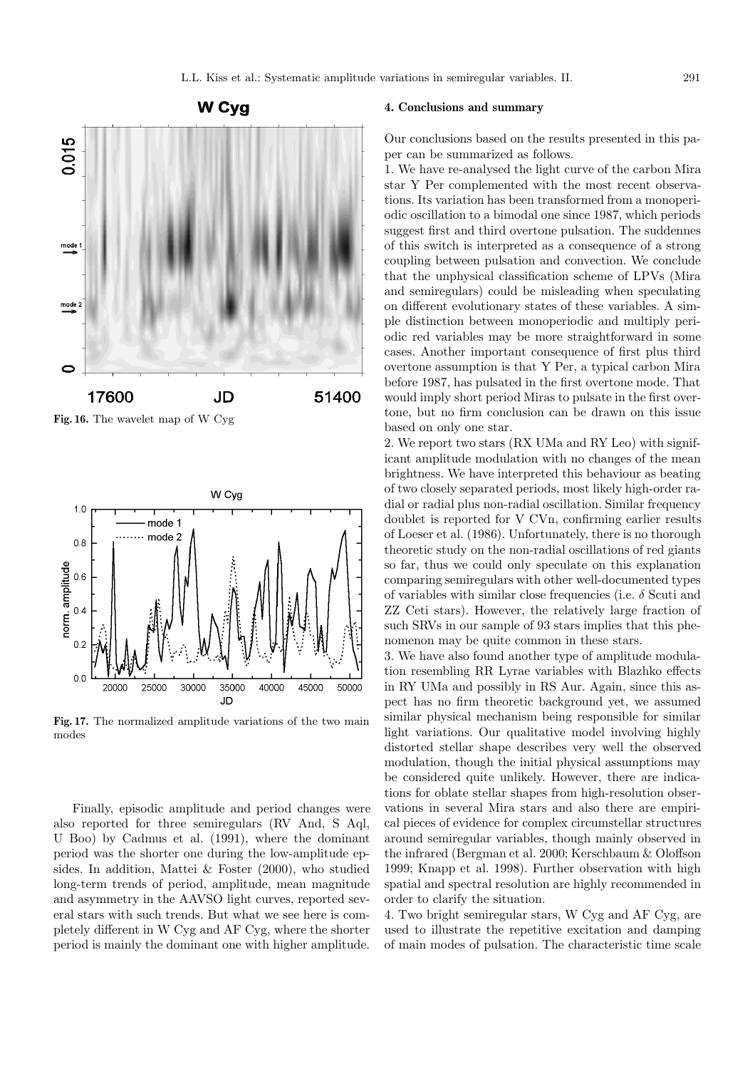Fig. 16. The wavelet map of W Cyg

Fig. 17. The normalized amplitude variations of the two main modes

Finally, episodic amplitude and period changes were also reported for three semiregulars (RV And, S Aql, U Boo) by Cadmus et al. (1991), where the dominant period was the shorter one during the low-amplitude epsides. In addition, Mattei & Foster (2000), who studied long-term trends of period, amplitude, mean magnitude and asymmetry in the AAVSO light curves, reported several stars with such trends. But what we see here is completely different in W Cyg and AF Cyg, where the shorter period is mainly the dominant one with higher amplitude.

## 4. Conclusions and summary

Our conclusions based on the results presented in this paper can be summarized as follows.

1. We have re-analysed the light curve of the carbon Mira star Y Per complemented with the most recent observations. Its variation has been transformed from a monoperiodic oscillation to a bimodal one since 1987, which periods suggest first and third overtone pulsation. The suddennes of this switch is interpreted as a consequence of a strong coupling between pulsation and convection. We conclude that the unphysical classification scheme of LPVs (Mira and semiregulars) could be misleading when speculating on different evolutionary states of these variables. A simple distinction between monoperiodic and multiply periodic red variables may be more straightforward in some cases. Another important consequence of first plus third overtone assumption is that Y Per, a typical carbon Mira before 1987, has pulsated in the first overtone mode. That would imply short period Miras to pulsate in the first overtone, but no firm conclusion can be drawn on this issue based on only one star.
2. We report two stars (RX UMa and RY Leo) with significant amplitude modulation with no changes of the mean brightness. We have interpreted this behaviour as beating of two closely separated periods, most likely high-order radial or radial plus non-radial oscillation. Similar frequency doublet is reported for V CVn, confirming earlier results of Loeser et al. (1986). Unfortunately, there is no thorough theoretic study on the non-radial oscillations of red giants so far, thus we could only speculate on this explanation comparing semiregulars with other well-documented types of variables with similar close frequencies (i.e. $\delta$ Scuti and ZZ Ceti stars). However, the relatively large fraction of such SRVs in our sample of 93 stars implies that this phenomenon may be quite common in these stars.
3. We have also found another type of amplitude modulation resembling RR Lyrae variables with Blazhko effects in RY UMa and possibly in RS Aur. Again, since this aspect has no firm theoretic background yet, we assumed similar physical mechanism being responsible for similar light variations. Our qualitative model involving highly distorted stellar shape describes very well the observed modulation, though the initial physical assumptions may be considered quite unlikely. However, there are indications for oblate stellar shapes from high-resolution observations in several Mira stars and also there are empirical pieces of evidence for complex circumstellar structures around semiregular variables, though mainly observed in the infrared (Bergman et al. 2000; Kerschbaum & Oloffson 1999; Knapp et al. 1998). Further observation with high spatial and spectral resolution are highly recommended in order to clarify the situation.
4. Two bright semiregular stars, W Cyg and AF Cyg, are used to illustrate the repetitive excitation and damping of main modes of pulsation. The characteristic time scale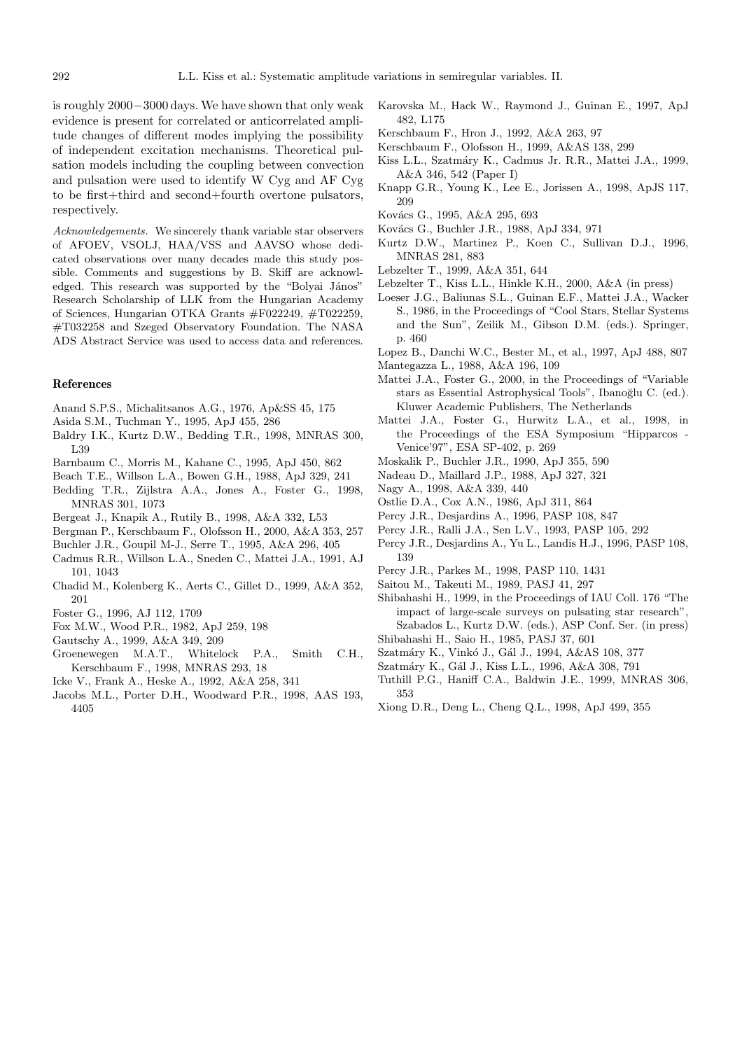is roughly 2000−3000 days. We have shown that only weak evidence is present for correlated or anticorrelated amplitude changes of different modes implying the possibility of independent excitation mechanisms. Theoretical pulsation models including the coupling between convection and pulsation were used to identify W Cyg and AF Cyg to be first+third and second+fourth overtone pulsators, respectively.

*Acknowledgements.* We sincerely thank variable star observers of AFOEV, VSOLJ, HAA/VSS and AAVSO whose dedicated observations over many decades made this study possible. Comments and suggestions by B. Skiff are acknowledged. This research was supported by the "Bolyai János" Research Scholarship of LLK from the Hungarian Academy of Sciences, Hungarian OTKA Grants #F022249, #T022259, #T032258 and Szeged Observatory Foundation. The NASA ADS Abstract Service was used to access data and references.

## References

- Anand S.P.S., Michalitsanos A.G., 1976, Ap&SS 45, 175
- Asida S.M., Tuchman Y., 1995, ApJ 455, 286
- Baldry I.K., Kurtz D.W., Bedding T.R., 1998, MNRAS 300, L39
- Barnbaum C., Morris M., Kahane C., 1995, ApJ 450, 862
- Beach T.E., Willson L.A., Bowen G.H., 1988, ApJ 329, 241
- Bedding T.R., Zijlstra A.A., Jones A., Foster G., 1998, MNRAS 301, 1073
- Bergeat J., Knapik A., Rutily B., 1998, A&A 332, L53
- Bergman P., Kerschbaum F., Olofsson H., 2000, A&A 353, 257
- Buchler J.R., Goupil M-J., Serre T., 1995, A&A 296, 405
- Cadmus R.R., Willson L.A., Sneden C., Mattei J.A., 1991, AJ 101, 1043
- Chadid M., Kolenberg K., Aerts C., Gillet D., 1999, A&A 352, 201
- Foster G., 1996, AJ 112, 1709
- Fox M.W., Wood P.R., 1982, ApJ 259, 198
- Gautschy A., 1999, A&A 349, 209
- Groenewegen M.A.T., Whitelock P.A., Smith C.H., Kerschbaum F., 1998, MNRAS 293, 18
- Icke V., Frank A., Heske A., 1992, A&A 258, 341
- Jacobs M.L., Porter D.H., Woodward P.R., 1998, AAS 193, 4405
- Karovska M., Hack W., Raymond J., Guinan E., 1997, ApJ 482, L175
- Kerschbaum F., Hron J., 1992, A&A 263, 97
- Kerschbaum F., Olofsson H., 1999, A&AS 138, 299
- Kiss L.L., Szatmáry K., Cadmus Jr. R.R., Mattei J.A., 1999, A&A 346, 542 (Paper I)
- Knapp G.R., Young K., Lee E., Jorissen A., 1998, ApJS 117, 209
- Kovács G., 1995, A&A 295, 693
- Kovács G., Buchler J.R., 1988, ApJ 334, 971
- Kurtz D.W., Martinez P., Koen C., Sullivan D.J., 1996, MNRAS 281, 883
- Lebzelter T., 1999, A&A 351, 644
- Lebzelter T., Kiss L.L., Hinkle K.H., 2000, A&A (in press)
- Loeser J.G., Baliunas S.L., Guinan E.F., Mattei J.A., Wacker S., 1986, in the Proceedings of "Cool Stars, Stellar Systems and the Sun", Zeilik M., Gibson D.M. (eds.). Springer, p. 460
- Lopez B., Danchi W.C., Bester M., et al., 1997, ApJ 488, 807
- Mantegazza L., 1988, A&A 196, 109
- Mattei J.A., Foster G., 2000, in the Proceedings of "Variable stars as Essential Astrophysical Tools", Ibanoğlu C. (ed.). Kluwer Academic Publishers, The Netherlands
- Mattei J.A., Foster G., Hurwitz L.A., et al., 1998, in the Proceedings of the ESA Symposium "Hipparcos - Venice'97", ESA SP-402, p. 269
- Moskalik P., Buchler J.R., 1990, ApJ 355, 590
- Nadeau D., Maillard J.P., 1988, ApJ 327, 321
- Nagy A., 1998, A&A 339, 440
- Ostlie D.A., Cox A.N., 1986, ApJ 311, 864
- Percy J.R., Desjardins A., 1996, PASP 108, 847
- Percy J.R., Ralli J.A., Sen L.V., 1993, PASP 105, 292
- Percy J.R., Desjardins A., Yu L., Landis H.J., 1996, PASP 108, 139
- Percy J.R., Parkes M., 1998, PASP 110, 1431
- Saitou M., Takeuti M., 1989, PASJ 41, 297
- Shibahashi H., 1999, in the Proceedings of IAU Coll. 176 "The impact of large-scale surveys on pulsating star research", Szabados L., Kurtz D.W. (eds.), ASP Conf. Ser. (in press)
- Shibahashi H., Saio H., 1985, PASJ 37, 601
- Szatmáry K., Vinkó J., Gál J., 1994, A&AS 108, 377
- Szatmáry K., Gál J., Kiss L.L., 1996, A&A 308, 791
- Tuthill P.G., Haniff C.A., Baldwin J.E., 1999, MNRAS 306, 353
- Xiong D.R., Deng L., Cheng Q.L., 1998, ApJ 499, 355